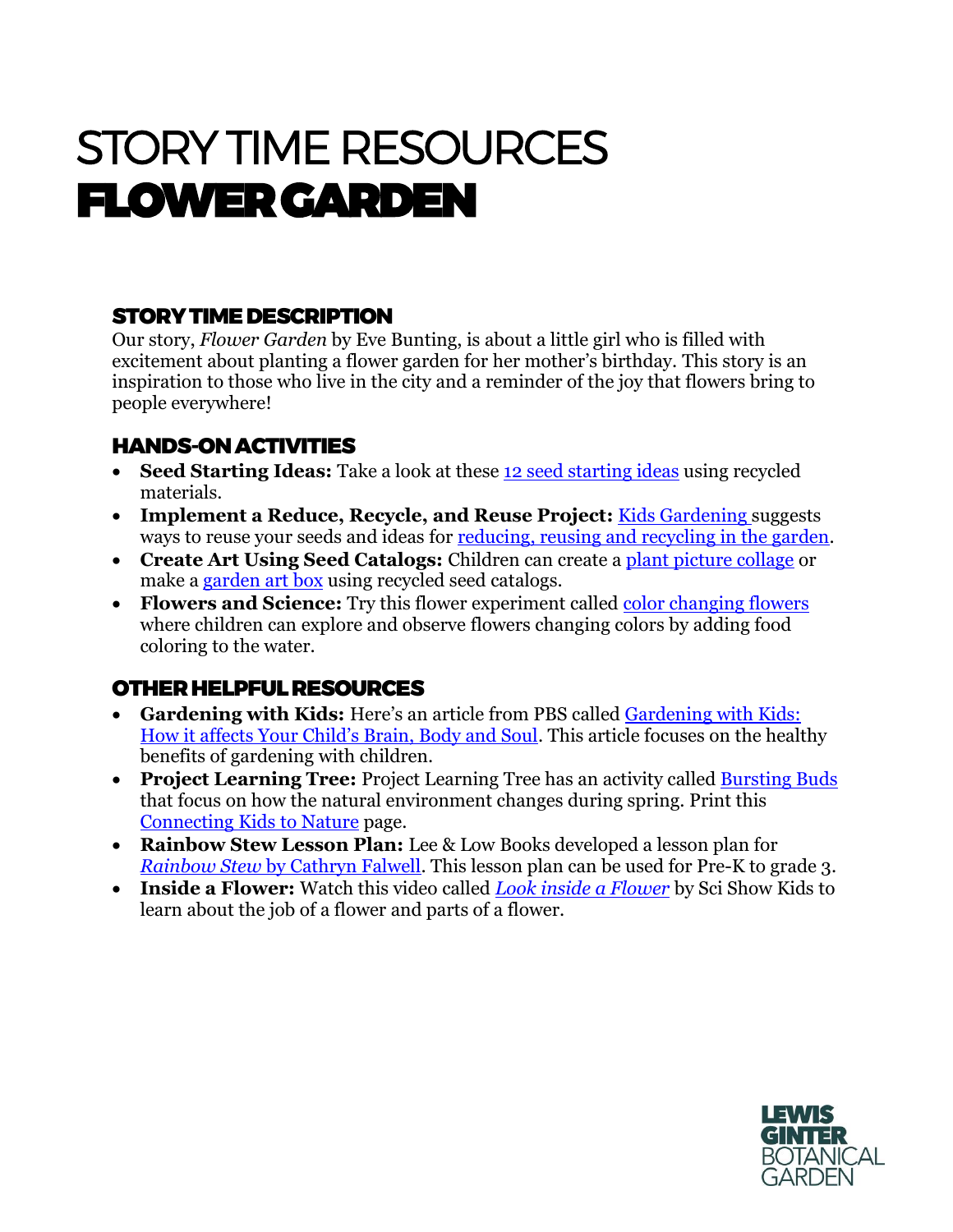# STORY TIME RESOURCES
# FLOWER GARDEN

## STORY TIME DESCRIPTION

Our story, *Flower Garden* by Eve Bunting, is about a little girl who is filled with excitement about planting a flower garden for her mother's birthday. This story is an inspiration to those who live in the city and a reminder of the joy that flowers bring to people everywhere!

## HANDS-ON ACTIVITIES

- **Seed Starting Ideas:** Take a look at these 12 seed starting ideas using recycled materials.
- **Implement a Reduce, Recycle, and Reuse Project:** Kids Gardening suggests ways to reuse your seeds and ideas for reducing, reusing and recycling in the garden.
- **Create Art Using Seed Catalogs:** Children can create a plant picture collage or make a garden art box using recycled seed catalogs.
- **Flowers and Science:** Try this flower experiment called color changing flowers where children can explore and observe flowers changing colors by adding food coloring to the water.

## OTHER HELPFUL RESOURCES

- **Gardening with Kids:** Here's an article from PBS called Gardening with Kids: How it affects Your Child's Brain, Body and Soul. This article focuses on the healthy benefits of gardening with children.
- **Project Learning Tree:** Project Learning Tree has an activity called Bursting Buds that focus on how the natural environment changes during spring. Print this Connecting Kids to Nature page.
- **Rainbow Stew Lesson Plan:** Lee & Low Books developed a lesson plan for *Rainbow Stew* by Cathryn Falwell. This lesson plan can be used for Pre-K to grade 3.
- **Inside a Flower:** Watch this video called *Look inside a Flower* by Sci Show Kids to learn about the job of a flower and parts of a flower.

LEWIS GINTER BOTANICAL GARDEN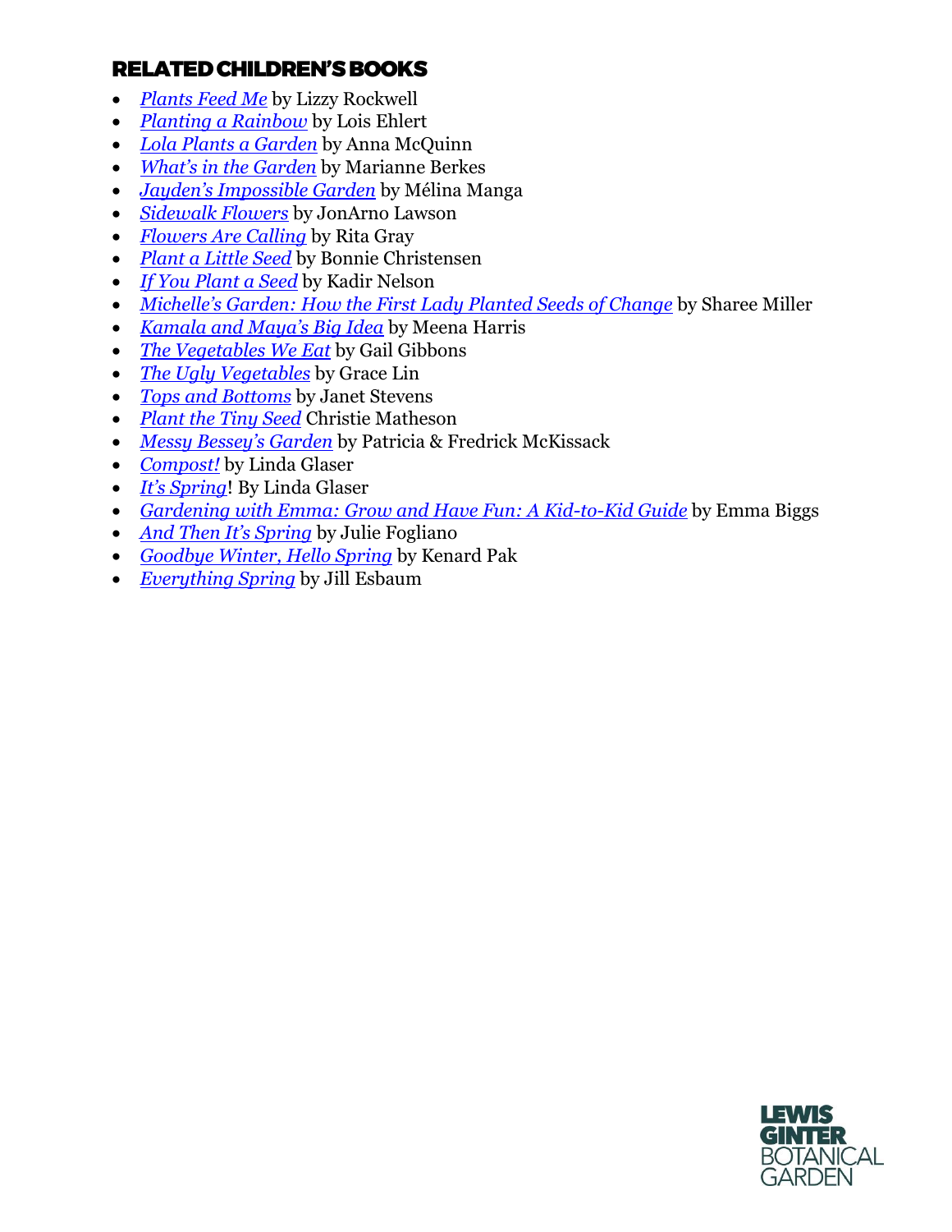## RELATED CHILDREN'S BOOKS

- *Plants Feed Me* by Lizzy Rockwell
- *Planting a Rainbow* by Lois Ehlert
- *Lola Plants a Garden* by Anna McQuinn
- *What's in the Garden* by Marianne Berkes
- *Jayden's Impossible Garden* by Mélina Manga
- *Sidewalk Flowers* by JonArno Lawson
- *Flowers Are Calling* by Rita Gray
- *Plant a Little Seed* by Bonnie Christensen
- *If You Plant a Seed* by Kadir Nelson
- *Michelle's Garden: How the First Lady Planted Seeds of Change* by Sharee Miller
- *Kamala and Maya's Big Idea* by Meena Harris
- *The Vegetables We Eat* by Gail Gibbons
- *The Ugly Vegetables* by Grace Lin
- *Tops and Bottoms* by Janet Stevens
- *Plant the Tiny Seed* Christie Matheson
- *Messy Bessey's Garden* by Patricia & Fredrick McKissack
- *Compost!* by Linda Glaser
- *It's Spring*! By Linda Glaser
- *Gardening with Emma: Grow and Have Fun: A Kid-to-Kid Guide* by Emma Biggs
- *And Then It's Spring* by Julie Fogliano
- *Goodbye Winter, Hello Spring* by Kenard Pak
- *Everything Spring* by Jill Esbaum

LEWIS GINTER BOTANICAL GARDEN